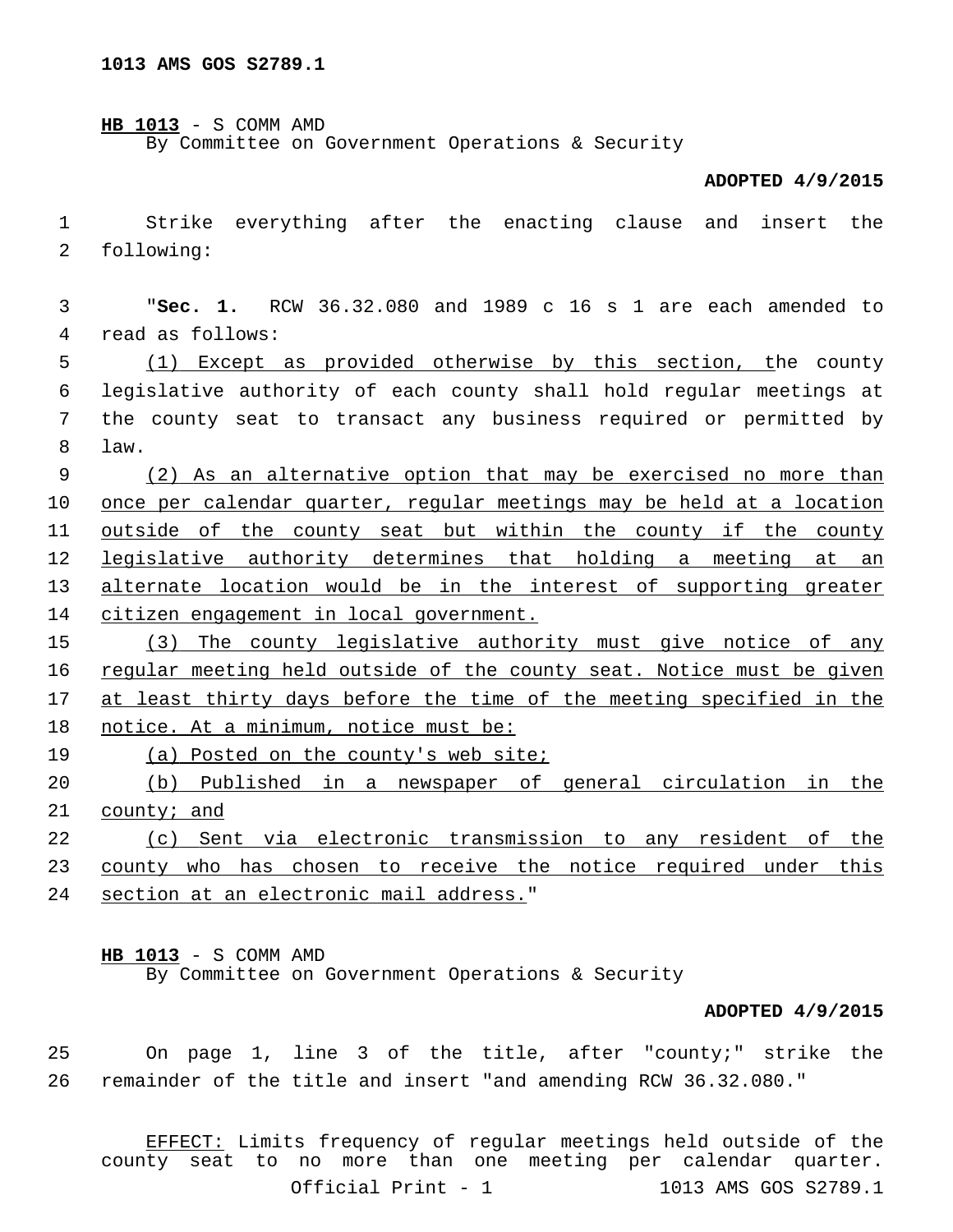**1013 AMS GOS S2789.1**

<u>**HB 1013**</u> - S COMM AMD
By Committee on Government Operations & Security

**ADOPTED 4/9/2015**

Strike everything after the enacting clause and insert the following:

"**Sec. 1.** RCW 36.32.080 and 1989 c 16 s 1 are each amended to read as follows:

<u>(1) Except as provided otherwise by this section, t</u>he county legislative authority of each county shall hold regular meetings at the county seat to transact any business required or permitted by law.

<u>(2) As an alternative option that may be exercised no more than once per calendar quarter, regular meetings may be held at a location outside of the county seat but within the county if the county legislative authority determines that holding a meeting at an alternate location would be in the interest of supporting greater citizen engagement in local government.</u>

<u>(3) The county legislative authority must give notice of any regular meeting held outside of the county seat. Notice must be given at least thirty days before the time of the meeting specified in the notice. At a minimum, notice must be:</u>

<u>(a) Posted on the county's web site;</u>

<u>(b) Published in a newspaper of general circulation in the county; and</u>

<u>(c) Sent via electronic transmission to any resident of the county who has chosen to receive the notice required under this section at an electronic mail address.</u>"

<u>**HB 1013**</u> - S COMM AMD
By Committee on Government Operations & Security

**ADOPTED 4/9/2015**

On page 1, line 3 of the title, after "county;" strike the remainder of the title and insert "and amending RCW 36.32.080."

<u>EFFECT:</u> Limits frequency of regular meetings held outside of the county seat to no more than one meeting per calendar quarter.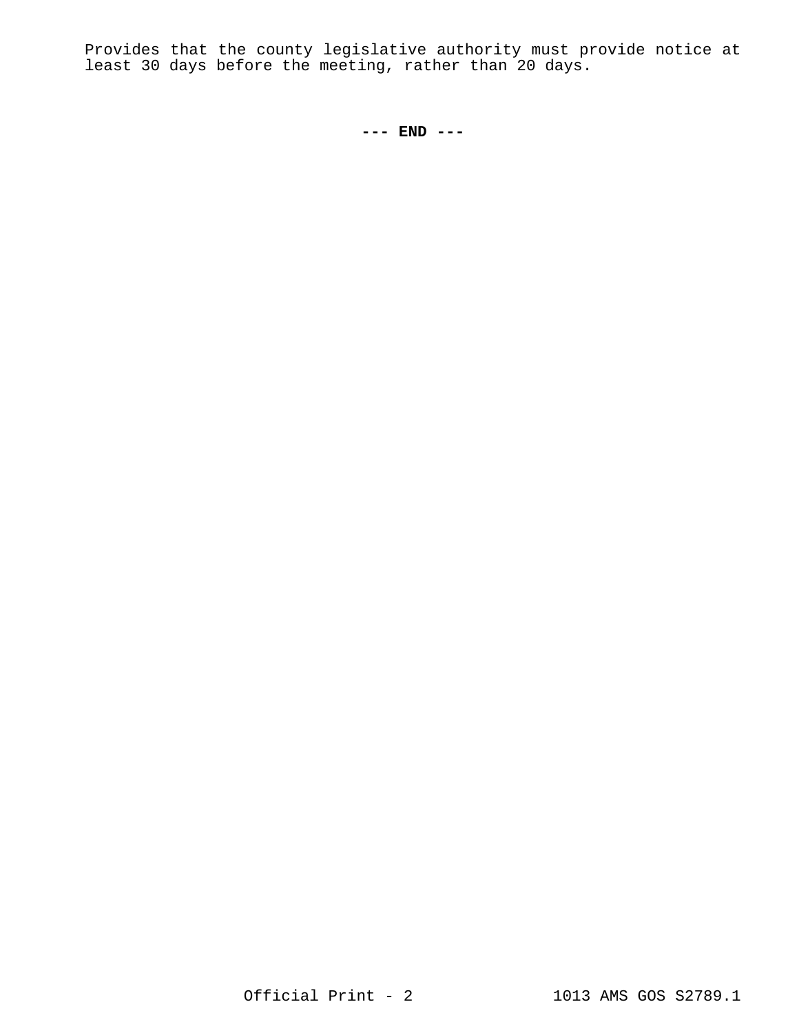Provides that the county legislative authority must provide notice at least 30 days before the meeting, rather than 20 days.

**--- END ---**